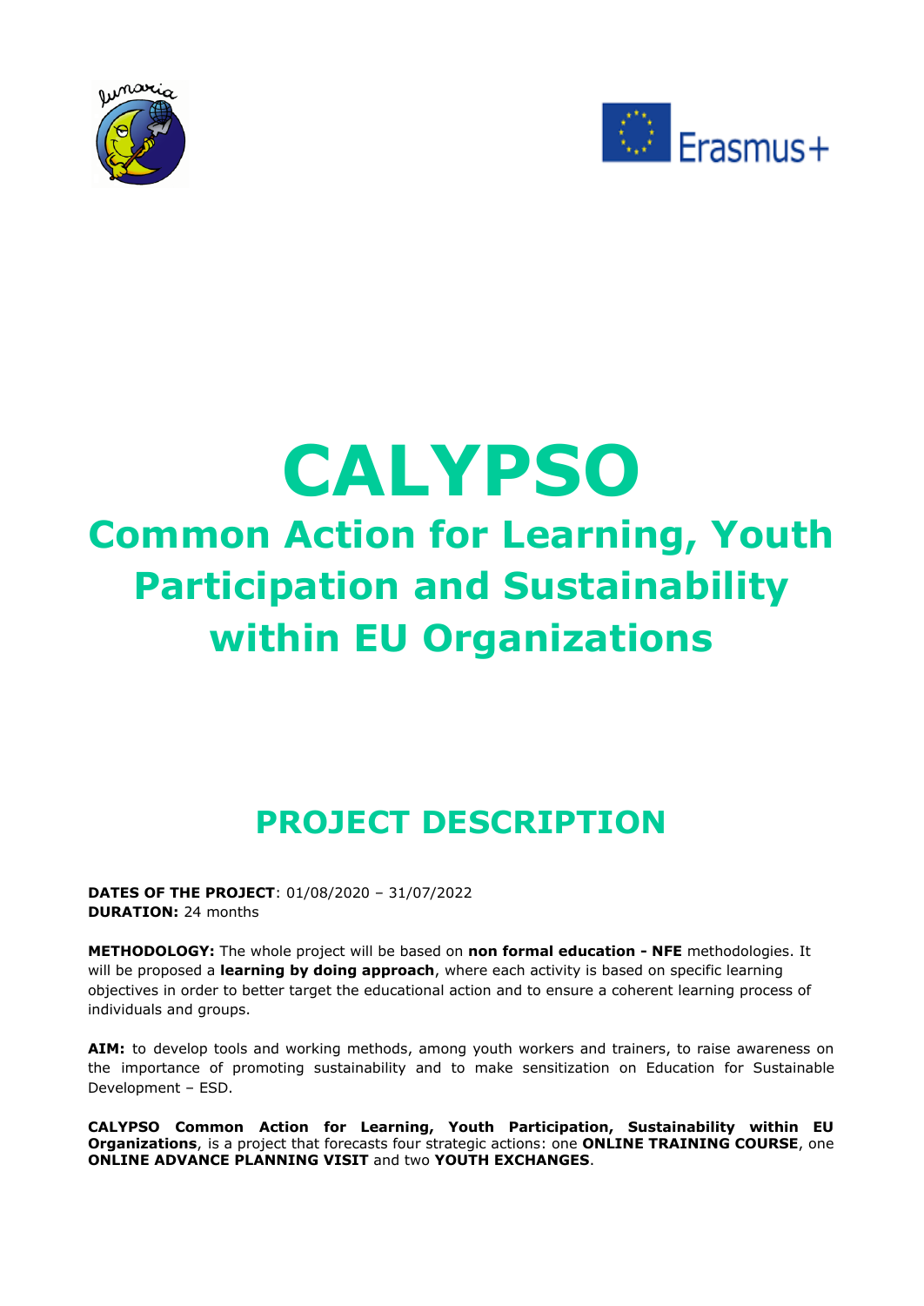# CALYPSO

## Common Action for Learning, Youth Participation and Sustainability within EU Organizations

## PROJECT DESCRIPTION

**DATES OF THE PROJECT**: 01/08/2020 – 31/07/2022
**DURATION:** 24 months

**METHODOLOGY:** The whole project will be based on **non formal education - NFE** methodologies. It will be proposed a **learning by doing approach**, where each activity is based on specific learning objectives in order to better target the educational action and to ensure a coherent learning process of individuals and groups.

**AIM:** to develop tools and working methods, among youth workers and trainers, to raise awareness on the importance of promoting sustainability and to make sensitization on Education for Sustainable Development – ESD.

**CALYPSO Common Action for Learning, Youth Participation, Sustainability within EU Organizations**, is a project that forecasts four strategic actions: one **ONLINE TRAINING COURSE**, one **ONLINE ADVANCE PLANNING VISIT** and two **YOUTH EXCHANGES**.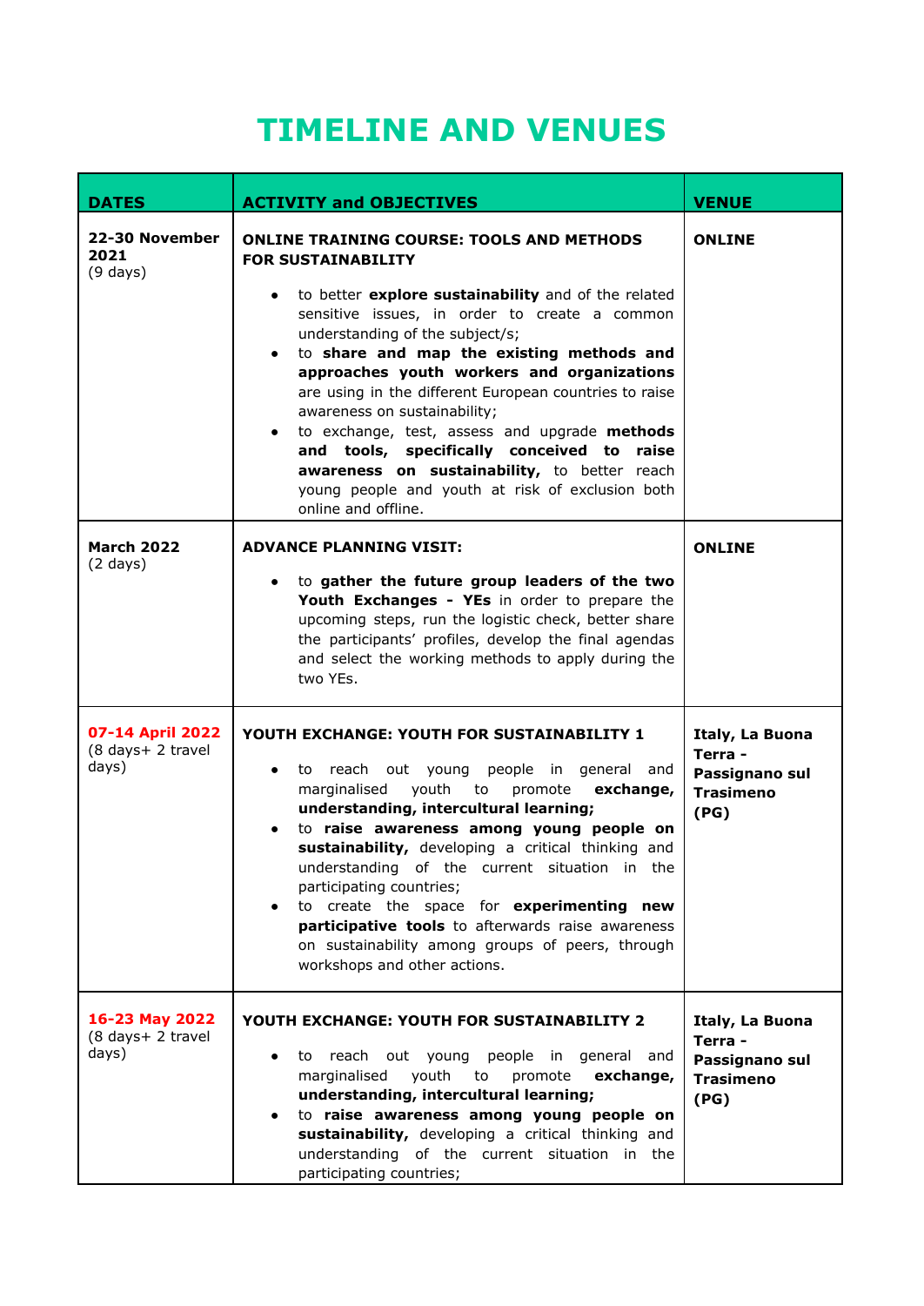# TIMELINE AND VENUES

| DATES | ACTIVITY and OBJECTIVES | VENUE |
| --- | --- | --- |
| **22-30 November 2021** (9 days) | **ONLINE TRAINING COURSE: TOOLS AND METHODS FOR SUSTAINABILITY**<br>• to better **explore sustainability** and of the related sensitive issues, in order to create a common understanding of the subject/s;<br>• to **share and map the existing methods and approaches youth workers and organizations** are using in the different European countries to raise awareness on sustainability;<br>• to exchange, test, assess and upgrade **methods and tools, specifically conceived to raise awareness on sustainability,** to better reach young people and youth at risk of exclusion both online and offline. | **ONLINE** |
| **March 2022** (2 days) | **ADVANCE PLANNING VISIT:**<br>• to **gather the future group leaders of the two Youth Exchanges - YEs** in order to prepare the upcoming steps, run the logistic check, better share the participants' profiles, develop the final agendas and select the working methods to apply during the two YEs. | **ONLINE** |
| **07-14 April 2022** (8 days+ 2 travel days) | **YOUTH EXCHANGE: YOUTH FOR SUSTAINABILITY 1**<br>• to reach out young people in general and marginalised youth to promote **exchange, understanding, intercultural learning;**<br>• to **raise awareness among young people on sustainability,** developing a critical thinking and understanding of the current situation in the participating countries;<br>• to create the space for **experimenting new participative tools** to afterwards raise awareness on sustainability among groups of peers, through workshops and other actions. | **Italy, La Buona Terra - Passignano sul Trasimeno (PG)** |
| **16-23 May 2022** (8 days+ 2 travel days) | **YOUTH EXCHANGE: YOUTH FOR SUSTAINABILITY 2**<br>• to reach out young people in general and marginalised youth to promote **exchange, understanding, intercultural learning;**<br>• to **raise awareness among young people on sustainability,** developing a critical thinking and understanding of the current situation in the participating countries; | **Italy, La Buona Terra - Passignano sul Trasimeno (PG)** |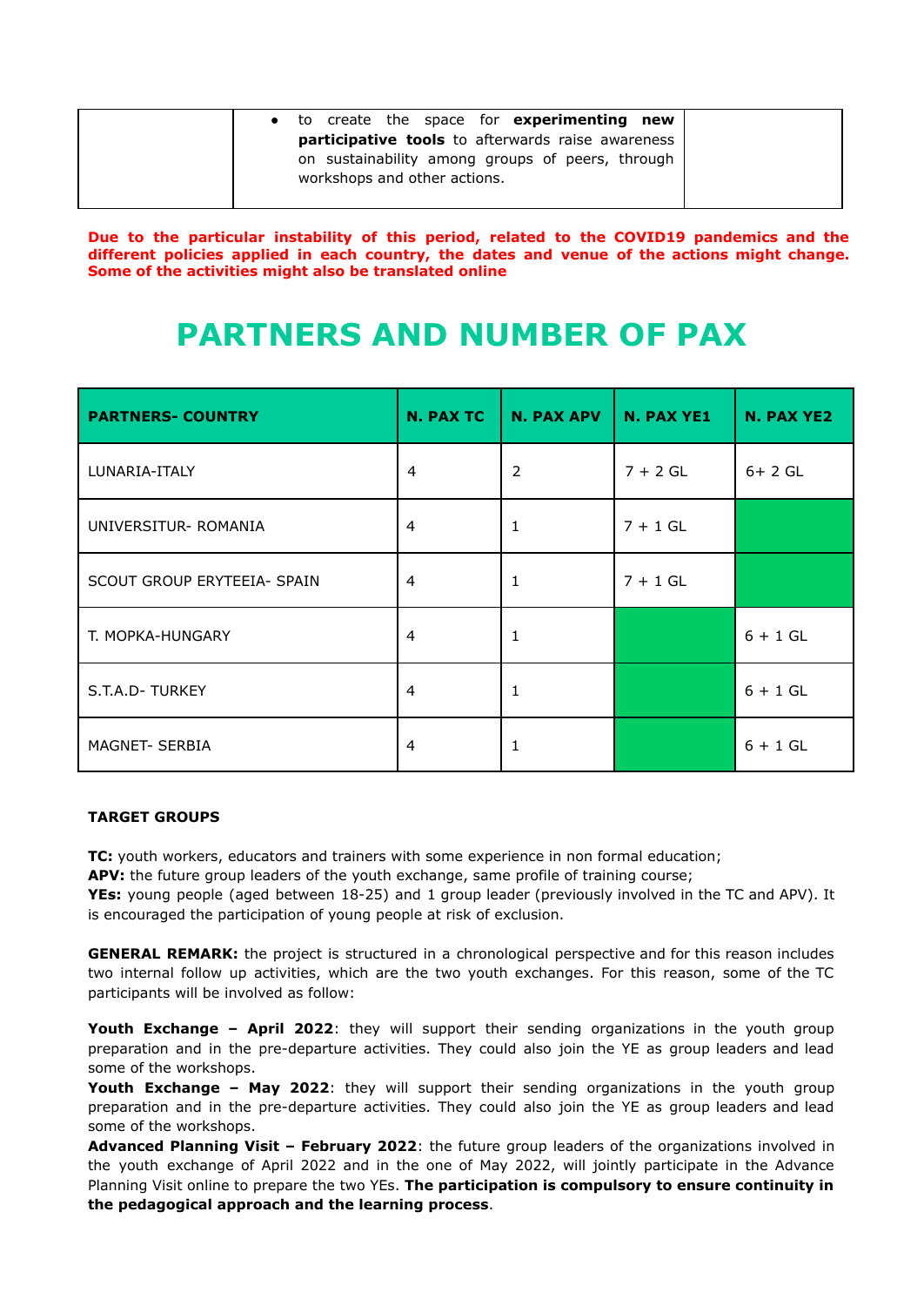| | • to create the space for **experimenting new participative tools** to afterwards raise awareness on sustainability among groups of peers, through workshops and other actions. | |
|---|---|---|

**Due to the particular instability of this period, related to the COVID19 pandemics and the different policies applied in each country, the dates and venue of the actions might change. Some of the activities might also be translated online**

# PARTNERS AND NUMBER OF PAX

| PARTNERS- COUNTRY | N. PAX TC | N. PAX APV | N. PAX YE1 | N. PAX YE2 |
|---|---|---|---|---|
| LUNARIA-ITALY | 4 | 2 | 7 + 2 GL | 6+ 2 GL |
| UNIVERSITUR- ROMANIA | 4 | 1 | 7 + 1 GL | |
| SCOUT GROUP ERYTEEIA- SPAIN | 4 | 1 | 7 + 1 GL | |
| T. MOPKA-HUNGARY | 4 | 1 | | 6 + 1 GL |
| S.T.A.D- TURKEY | 4 | 1 | | 6 + 1 GL |
| MAGNET- SERBIA | 4 | 1 | | 6 + 1 GL |

**TARGET GROUPS**

**TC:** youth workers, educators and trainers with some experience in non formal education;
**APV:** the future group leaders of the youth exchange, same profile of training course;
**YEs:** young people (aged between 18-25) and 1 group leader (previously involved in the TC and APV). It is encouraged the participation of young people at risk of exclusion.

**GENERAL REMARK:** the project is structured in a chronological perspective and for this reason includes two internal follow up activities, which are the two youth exchanges. For this reason, some of the TC participants will be involved as follow:

**Youth Exchange – April 2022**: they will support their sending organizations in the youth group preparation and in the pre-departure activities. They could also join the YE as group leaders and lead some of the workshops.
**Youth Exchange – May 2022**: they will support their sending organizations in the youth group preparation and in the pre-departure activities. They could also join the YE as group leaders and lead some of the workshops.
**Advanced Planning Visit – February 2022**: the future group leaders of the organizations involved in the youth exchange of April 2022 and in the one of May 2022, will jointly participate in the Advance Planning Visit online to prepare the two YEs. **The participation is compulsory to ensure continuity in the pedagogical approach and the learning process**.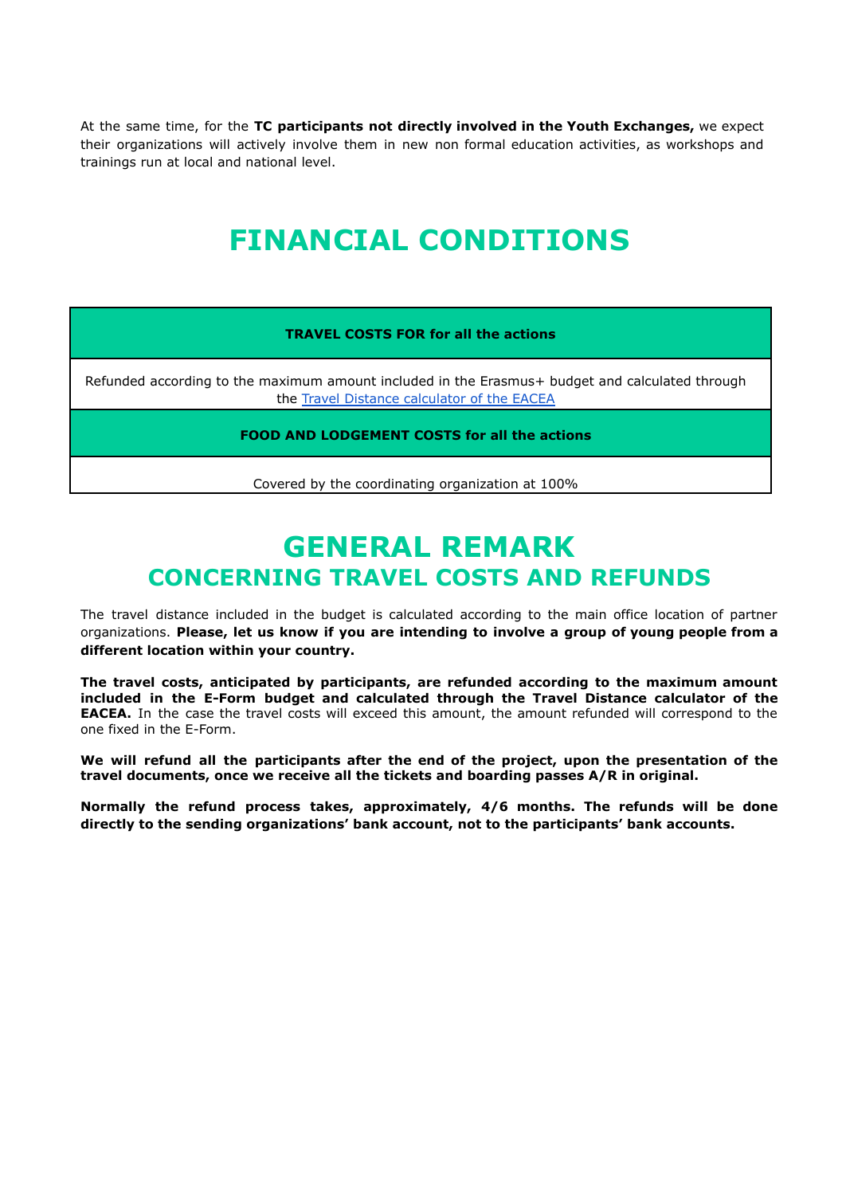At the same time, for the **TC participants not directly involved in the Youth Exchanges,** we expect their organizations will actively involve them in new non formal education activities, as workshops and trainings run at local and national level.

# FINANCIAL CONDITIONS

| **TRAVEL COSTS FOR for all the actions** |
|---|
| Refunded according to the maximum amount included in the Erasmus+ budget and calculated through the [Travel Distance calculator of the EACEA]() |
| **FOOD AND LODGEMENT COSTS for all the actions** |
| Covered by the coordinating organization at 100% |

# GENERAL REMARK
## CONCERNING TRAVEL COSTS AND REFUNDS

The travel distance included in the budget is calculated according to the main office location of partner organizations. **Please, let us know if you are intending to involve a group of young people from a different location within your country.**

**The travel costs, anticipated by participants, are refunded according to the maximum amount included in the E-Form budget and calculated through the Travel Distance calculator of the EACEA.** In the case the travel costs will exceed this amount, the amount refunded will correspond to the one fixed in the E-Form.

**We will refund all the participants after the end of the project, upon the presentation of the travel documents, once we receive all the tickets and boarding passes A/R in original.**

**Normally the refund process takes, approximately, 4/6 months. The refunds will be done directly to the sending organizations' bank account, not to the participants' bank accounts.**